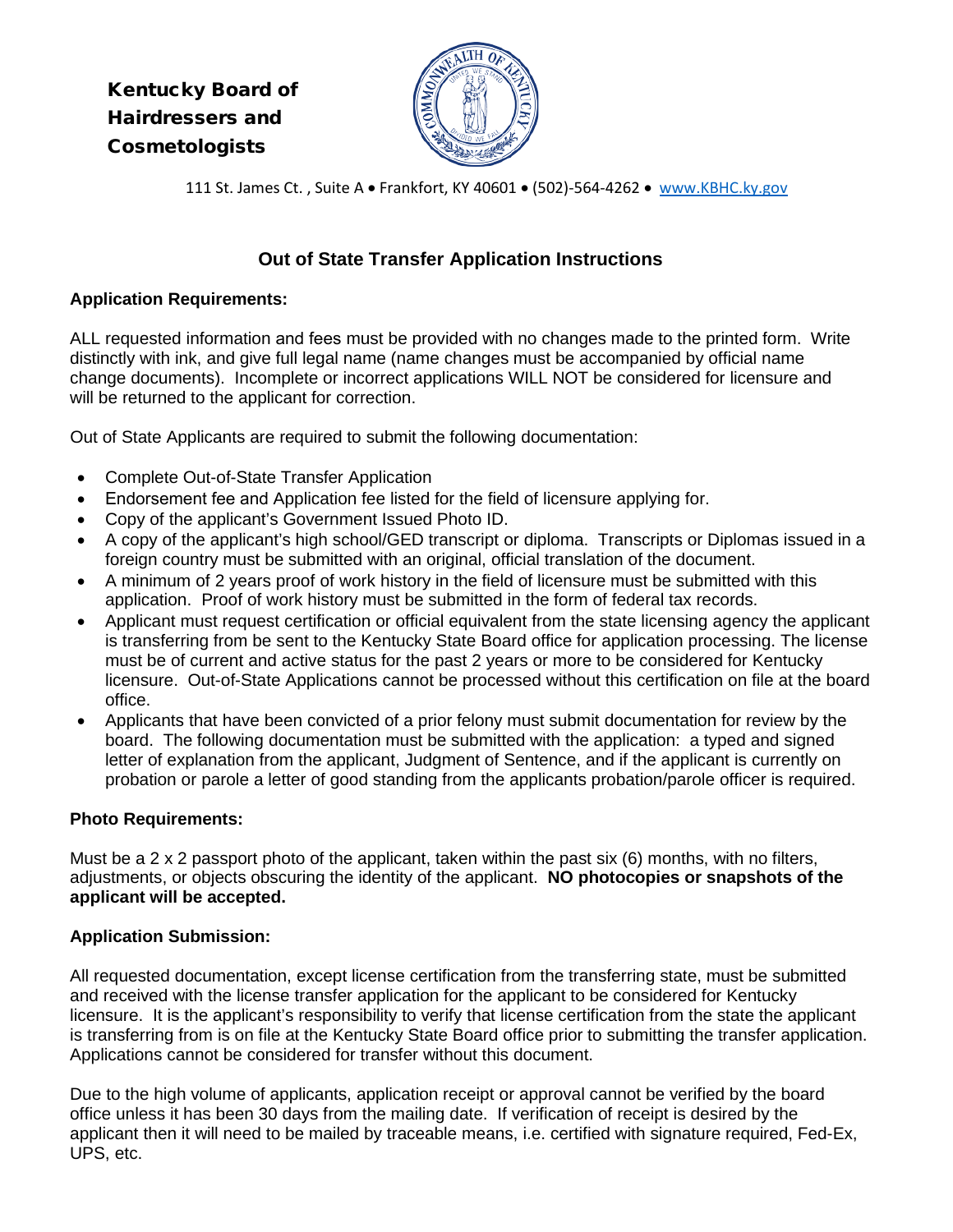**Kentucky Board of Hairdressers and Cosmetologists**

111 St. James Ct. , Suite A • Frankfort, KY 40601 • (502)-564-4262 • www.KBHC.ky.gov

# Out of State Transfer Application Instructions

## Application Requirements:

ALL requested information and fees must be provided with no changes made to the printed form. Write distinctly with ink, and give full legal name (name changes must be accompanied by official name change documents). Incomplete or incorrect applications WILL NOT be considered for licensure and will be returned to the applicant for correction.

Out of State Applicants are required to submit the following documentation:

- Complete Out-of-State Transfer Application
- Endorsement fee and Application fee listed for the field of licensure applying for.
- Copy of the applicant's Government Issued Photo ID.
- A copy of the applicant's high school/GED transcript or diploma. Transcripts or Diplomas issued in a foreign country must be submitted with an original, official translation of the document.
- A minimum of 2 years proof of work history in the field of licensure must be submitted with this application. Proof of work history must be submitted in the form of federal tax records.
- Applicant must request certification or official equivalent from the state licensing agency the applicant is transferring from be sent to the Kentucky State Board office for application processing. The license must be of current and active status for the past 2 years or more to be considered for Kentucky licensure. Out-of-State Applications cannot be processed without this certification on file at the board office.
- Applicants that have been convicted of a prior felony must submit documentation for review by the board. The following documentation must be submitted with the application: a typed and signed letter of explanation from the applicant, Judgment of Sentence, and if the applicant is currently on probation or parole a letter of good standing from the applicants probation/parole officer is required.

## Photo Requirements:

Must be a 2 x 2 passport photo of the applicant, taken within the past six (6) months, with no filters, adjustments, or objects obscuring the identity of the applicant. **NO photocopies or snapshots of the applicant will be accepted.**

## Application Submission:

All requested documentation, except license certification from the transferring state, must be submitted and received with the license transfer application for the applicant to be considered for Kentucky licensure. It is the applicant's responsibility to verify that license certification from the state the applicant is transferring from is on file at the Kentucky State Board office prior to submitting the transfer application. Applications cannot be considered for transfer without this document.

Due to the high volume of applicants, application receipt or approval cannot be verified by the board office unless it has been 30 days from the mailing date. If verification of receipt is desired by the applicant then it will need to be mailed by traceable means, i.e. certified with signature required, Fed-Ex, UPS, etc.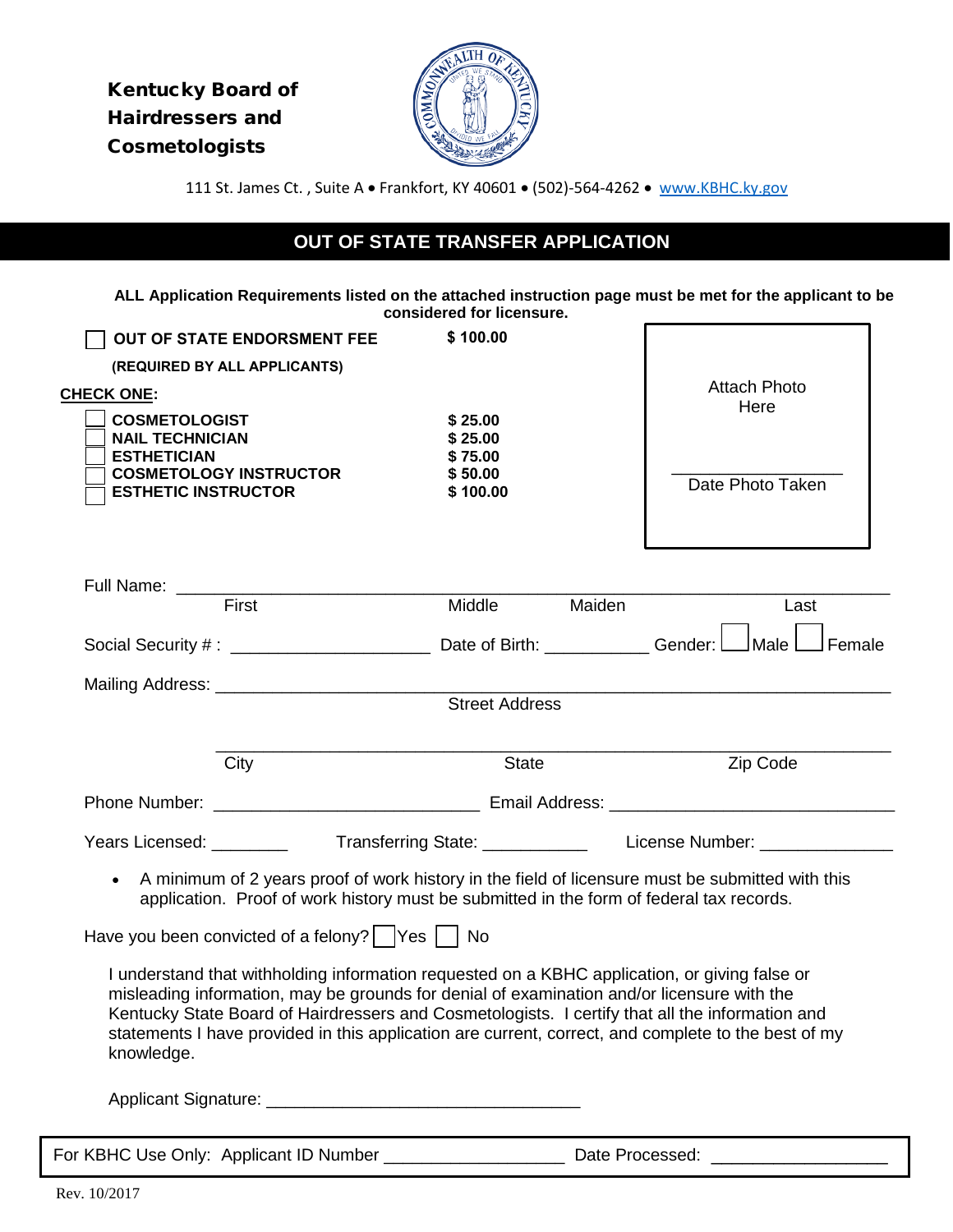**Kentucky Board of Hairdressers and Cosmetologists**

111 St. James Ct. , Suite A • Frankfort, KY 40601 • (502)-564-4262 • www.KBHC.ky.gov

# OUT OF STATE TRANSFER APPLICATION

**ALL Application Requirements listed on the attached instruction page must be met for the applicant to be considered for licensure.**

☐ **OUT OF STATE ENDORSMENT FEE** **$ 100.00**

**(REQUIRED BY ALL APPLICANTS)**

**CHECK ONE:**

| | | |
|---|---|---|
| ☐ | **COSMETOLOGIST** | **$ 25.00** |
| ☐ | **NAIL TECHNICIAN** | **$ 25.00** |
| ☐ | **ESTHETICIAN** | **$ 75.00** |
| ☐ | **COSMETOLOGY INSTRUCTOR** | **$ 50.00** |
| ☐ | **ESTHETIC INSTRUCTOR** | **$ 100.00** |

Attach Photo Here

\_\_\_\_\_\_\_\_\_\_\_\_\_\_\_\_\_\_\_\_
Date Photo Taken

Full Name: \_\_\_\_\_\_\_\_\_\_\_\_\_\_\_\_\_\_\_\_\_\_\_\_\_\_\_\_\_\_\_\_\_\_\_\_\_\_\_\_\_\_\_\_\_\_\_\_\_\_\_\_\_\_\_\_\_\_\_\_
First Middle Maiden Last

Social Security # : \_\_\_\_\_\_\_\_\_\_\_\_\_\_\_\_\_\_\_\_ Date of Birth: \_\_\_\_\_\_\_\_\_\_ Gender: ☐ Male ☐ Female

Mailing Address: \_\_\_\_\_\_\_\_\_\_\_\_\_\_\_\_\_\_\_\_\_\_\_\_\_\_\_\_\_\_\_\_\_\_\_\_\_\_\_\_\_\_\_\_\_\_\_\_\_\_\_\_\_\_\_\_\_\_\_\_
Street Address

\_\_\_\_\_\_\_\_\_\_\_\_\_\_\_\_\_\_\_\_\_\_\_\_\_\_\_\_\_\_\_\_\_\_\_\_\_\_\_\_\_\_\_\_\_\_\_\_\_\_\_\_\_\_\_\_\_\_\_\_
City State Zip Code

Phone Number: \_\_\_\_\_\_\_\_\_\_\_\_\_\_\_\_\_\_\_\_\_\_\_\_\_\_ Email Address: \_\_\_\_\_\_\_\_\_\_\_\_\_\_\_\_\_\_\_\_\_\_\_\_\_\_\_\_

Years Licensed: \_\_\_\_\_\_\_\_ Transferring State: \_\_\_\_\_\_\_\_\_\_\_ License Number: \_\_\_\_\_\_\_\_\_\_\_\_\_\_

- A minimum of 2 years proof of work history in the field of licensure must be submitted with this application. Proof of work history must be submitted in the form of federal tax records.

Have you been convicted of a felony? ☐ Yes ☐ No

I understand that withholding information requested on a KBHC application, or giving false or misleading information, may be grounds for denial of examination and/or licensure with the Kentucky State Board of Hairdressers and Cosmetologists. I certify that all the information and statements I have provided in this application are current, correct, and complete to the best of my knowledge.

Applicant Signature: \_\_\_\_\_\_\_\_\_\_\_\_\_\_\_\_\_\_\_\_\_\_\_\_\_\_\_\_\_\_\_\_\_

For KBHC Use Only: Applicant ID Number \_\_\_\_\_\_\_\_\_\_\_\_\_\_\_\_\_\_\_ Date Processed: \_\_\_\_\_\_\_\_\_\_\_\_\_\_\_\_\_\_

Rev. 10/2017